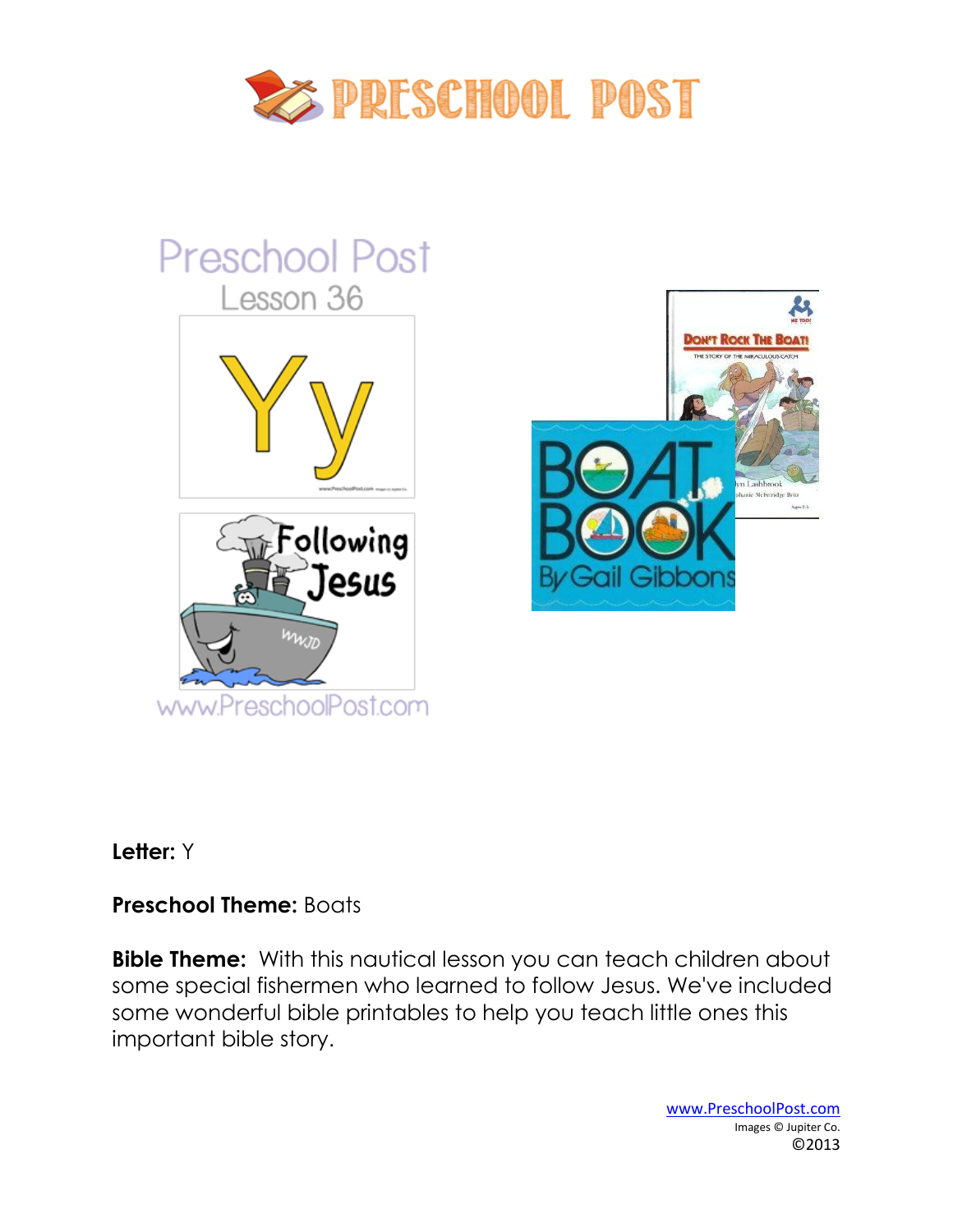# PRESCHOOL POST

Preschool Post
Lesson 36

Yy

Following Jesus

www.PreschoolPost.com

**Letter:** Y

**Preschool Theme:** Boats

**Bible Theme:** With this nautical lesson you can teach children about some special fishermen who learned to follow Jesus. We've included some wonderful bible printables to help you teach little ones this important bible story.

www.PreschoolPost.com
Images © Jupiter Co.
©2013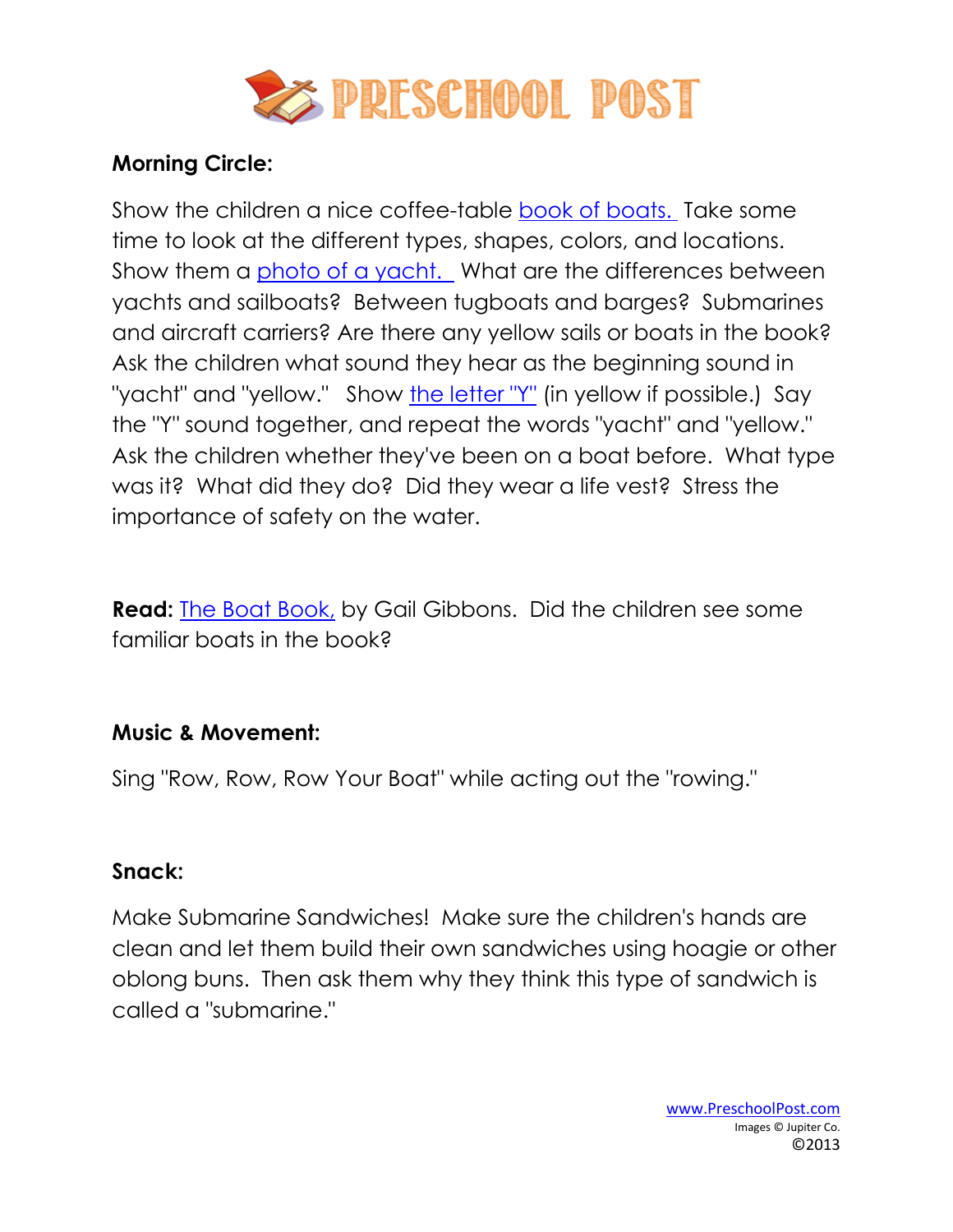**Morning Circle:**

Show the children a nice coffee-table book of boats. Take some time to look at the different types, shapes, colors, and locations. Show them a photo of a yacht. What are the differences between yachts and sailboats? Between tugboats and barges? Submarines and aircraft carriers? Are there any yellow sails or boats in the book? Ask the children what sound they hear as the beginning sound in "yacht" and "yellow." Show the letter "Y" (in yellow if possible.) Say the "Y" sound together, and repeat the words "yacht" and "yellow." Ask the children whether they've been on a boat before. What type was it? What did they do? Did they wear a life vest? Stress the importance of safety on the water.

**Read:** The Boat Book, by Gail Gibbons. Did the children see some familiar boats in the book?

**Music & Movement:**

Sing "Row, Row, Row Your Boat" while acting out the "rowing."

**Snack:**

Make Submarine Sandwiches! Make sure the children's hands are clean and let them build their own sandwiches using hoagie or other oblong buns. Then ask them why they think this type of sandwich is called a "submarine."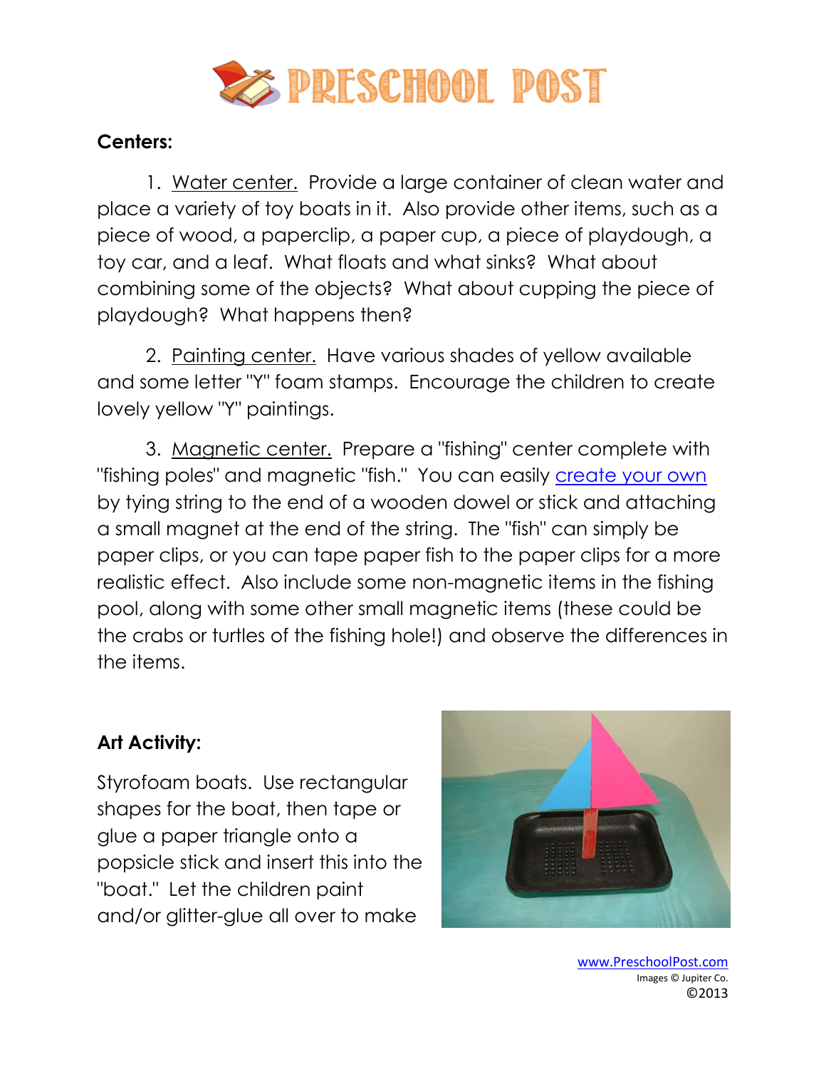**Centers:**

1. Water center. Provide a large container of clean water and place a variety of toy boats in it. Also provide other items, such as a piece of wood, a paperclip, a paper cup, a piece of playdough, a toy car, and a leaf. What floats and what sinks? What about combining some of the objects? What about cupping the piece of playdough? What happens then?

2. Painting center. Have various shades of yellow available and some letter "Y" foam stamps. Encourage the children to create lovely yellow "Y" paintings.

3. Magnetic center. Prepare a "fishing" center complete with "fishing poles" and magnetic "fish." You can easily create your own by tying string to the end of a wooden dowel or stick and attaching a small magnet at the end of the string. The "fish" can simply be paper clips, or you can tape paper fish to the paper clips for a more realistic effect. Also include some non-magnetic items in the fishing pool, along with some other small magnetic items (these could be the crabs or turtles of the fishing hole!) and observe the differences in the items.

**Art Activity:**

Styrofoam boats. Use rectangular shapes for the boat, then tape or glue a paper triangle onto a popsicle stick and insert this into the "boat." Let the children paint and/or glitter-glue all over to make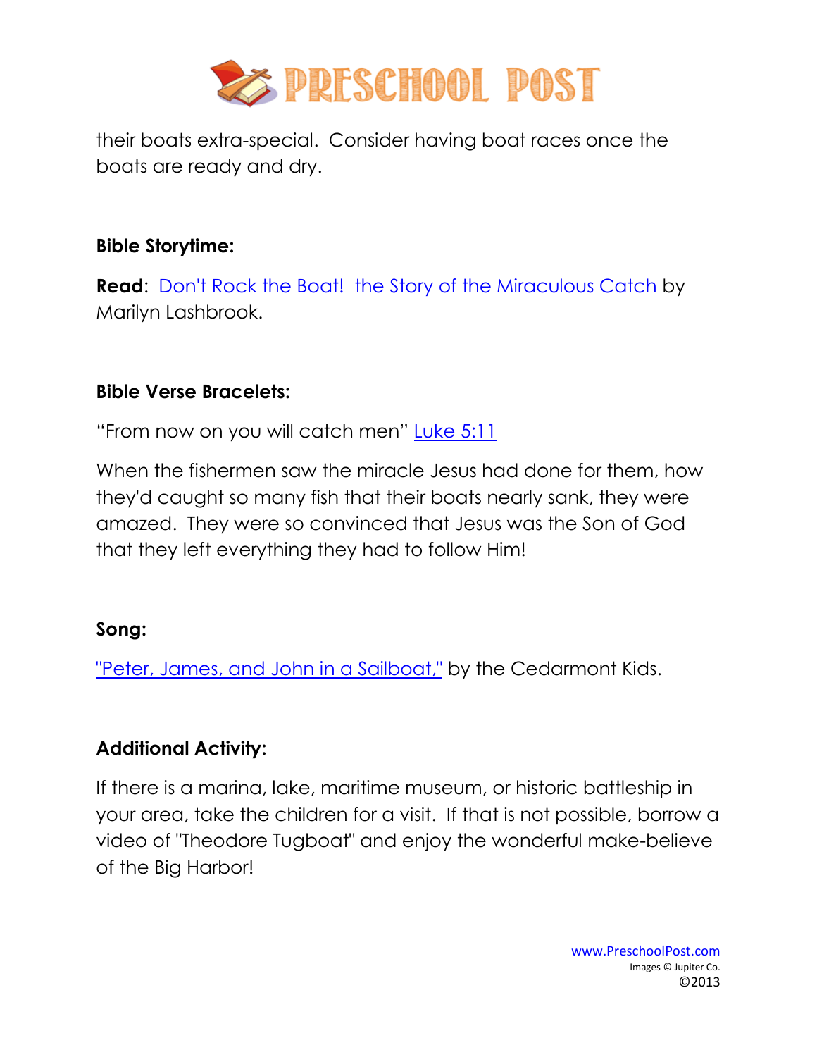their boats extra-special. Consider having boat races once the boats are ready and dry.

**Bible Storytime:**

**Read**: Don't Rock the Boat! the Story of the Miraculous Catch by Marilyn Lashbrook.

**Bible Verse Bracelets:**

"From now on you will catch men" Luke 5:11

When the fishermen saw the miracle Jesus had done for them, how they'd caught so many fish that their boats nearly sank, they were amazed. They were so convinced that Jesus was the Son of God that they left everything they had to follow Him!

**Song:**

"Peter, James, and John in a Sailboat," by the Cedarmont Kids.

**Additional Activity:**

If there is a marina, lake, maritime museum, or historic battleship in your area, take the children for a visit. If that is not possible, borrow a video of "Theodore Tugboat" and enjoy the wonderful make-believe of the Big Harbor!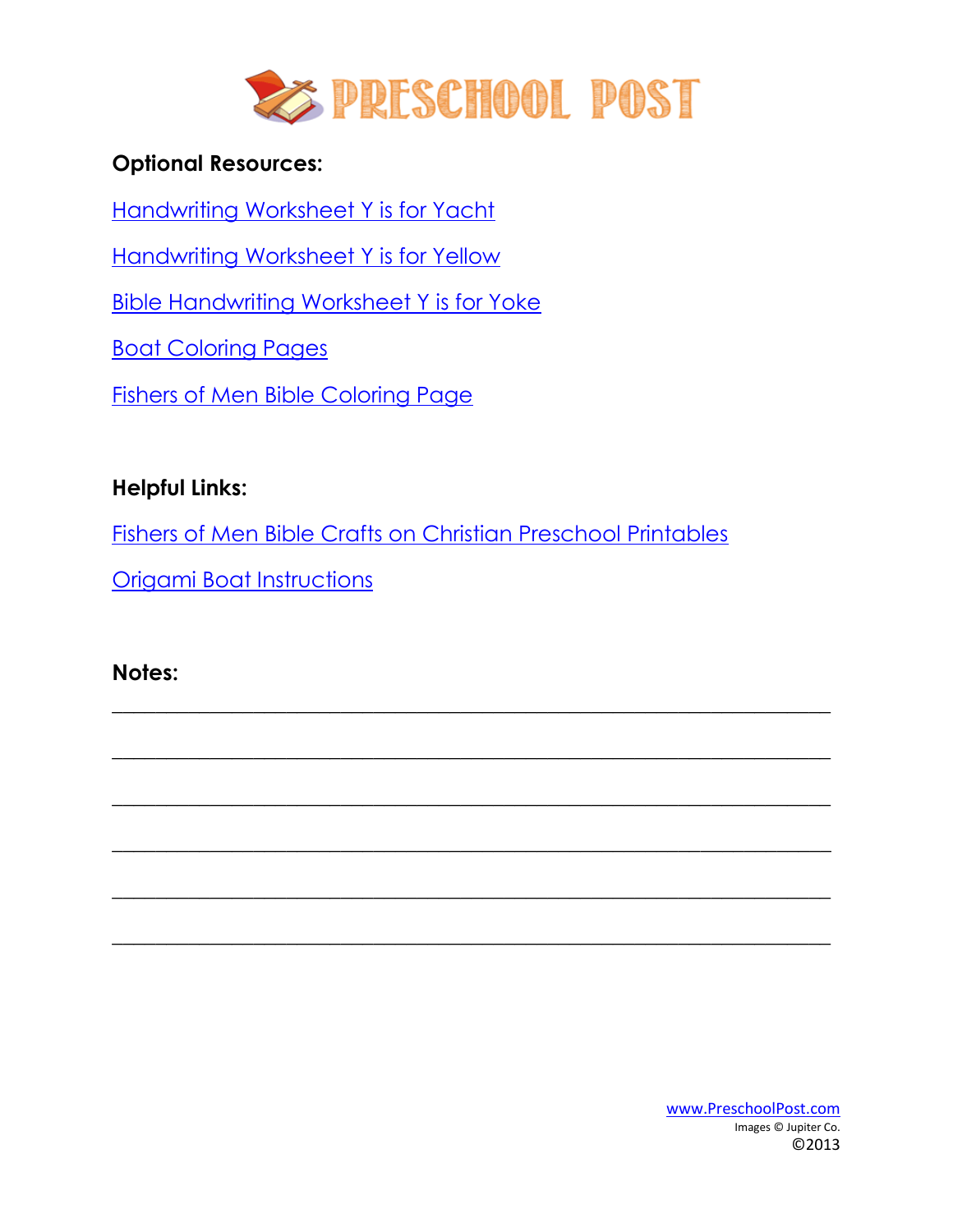# PRESCHOOL POST

**Optional Resources:**

Handwriting Worksheet Y is for Yacht

Handwriting Worksheet Y is for Yellow

Bible Handwriting Worksheet Y is for Yoke

Boat Coloring Pages

Fishers of Men Bible Coloring Page

**Helpful Links:**

Fishers of Men Bible Crafts on Christian Preschool Printables

Origami Boat Instructions

**Notes:**

______________________________________________________________________

______________________________________________________________________

______________________________________________________________________

______________________________________________________________________

______________________________________________________________________

______________________________________________________________________

www.PreschoolPost.com
Images © Jupiter Co.
©2013